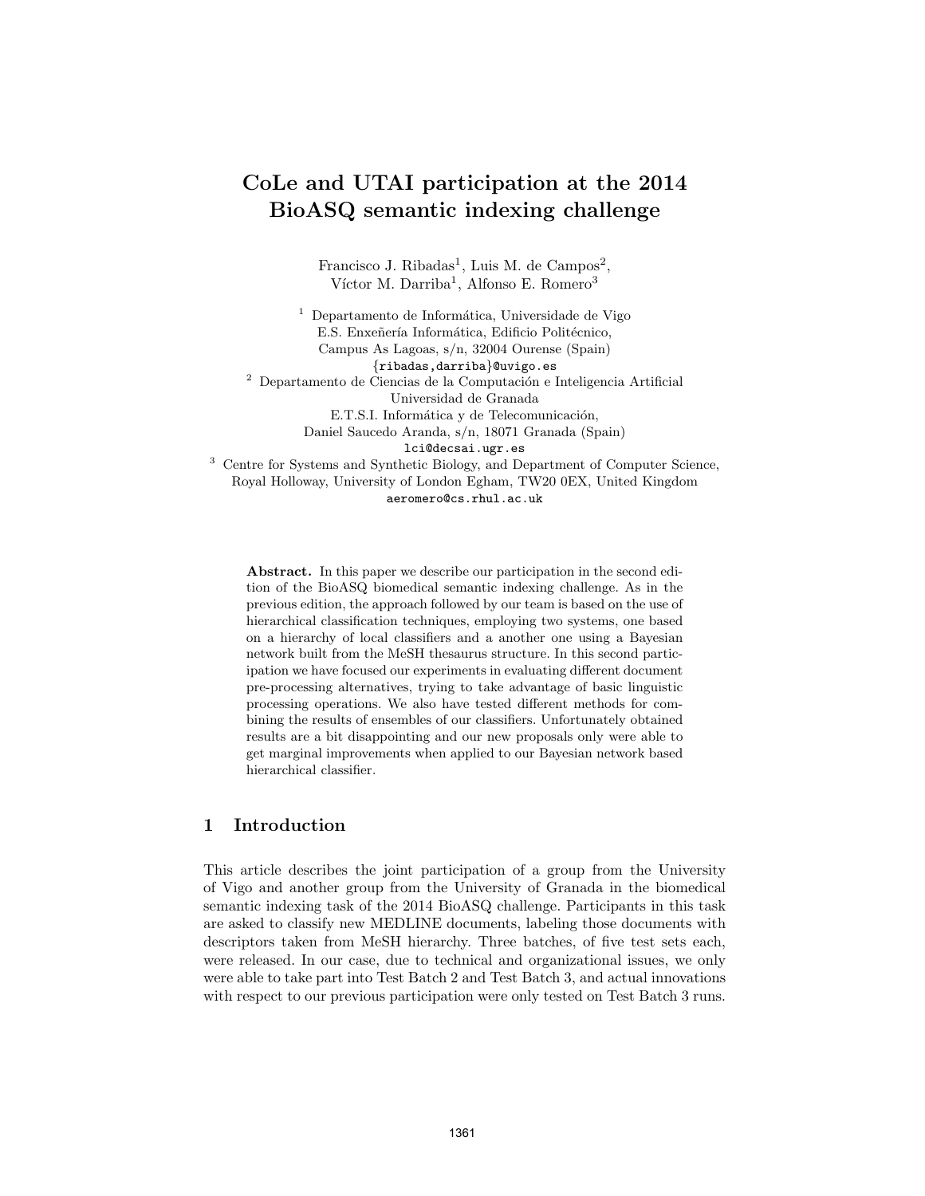# CoLe and UTAI participation at the 2014 BioASQ semantic indexing challenge

Francisco J. Ribadas[1], Luis M. de Campos[2], Víctor M. Darriba[1], Alfonso E. Romero[3]

[1] Departamento de Informática, Universidade de Vigo
E.S. Enxeñería Informática, Edificio Politécnico,
Campus As Lagoas, s/n, 32004 Ourense (Spain)
{ribadas,darriba}@uvigo.es

[2] Departamento de Ciencias de la Computación e Inteligencia Artificial
Universidad de Granada
E.T.S.I. Informática y de Telecomunicación,
Daniel Saucedo Aranda, s/n, 18071 Granada (Spain)
lci@decsai.ugr.es

[3] Centre for Systems and Synthetic Biology, and Department of Computer Science,
Royal Holloway, University of London Egham, TW20 0EX, United Kingdom
aeromero@cs.rhul.ac.uk

**Abstract.** In this paper we describe our participation in the second edition of the BioASQ biomedical semantic indexing challenge. As in the previous edition, the approach followed by our team is based on the use of hierarchical classification techniques, employing two systems, one based on a hierarchy of local classifiers and a another one using a Bayesian network built from the MeSH thesaurus structure. In this second participation we have focused our experiments in evaluating different document pre-processing alternatives, trying to take advantage of basic linguistic processing operations. We also have tested different methods for combining the results of ensembles of our classifiers. Unfortunately obtained results are a bit disappointing and our new proposals only were able to get marginal improvements when applied to our Bayesian network based hierarchical classifier.

## 1 Introduction

This article describes the joint participation of a group from the University of Vigo and another group from the University of Granada in the biomedical semantic indexing task of the 2014 BioASQ challenge. Participants in this task are asked to classify new MEDLINE documents, labeling those documents with descriptors taken from MeSH hierarchy. Three batches, of five test sets each, were released. In our case, due to technical and organizational issues, we only were able to take part into Test Batch 2 and Test Batch 3, and actual innovations with respect to our previous participation were only tested on Test Batch 3 runs.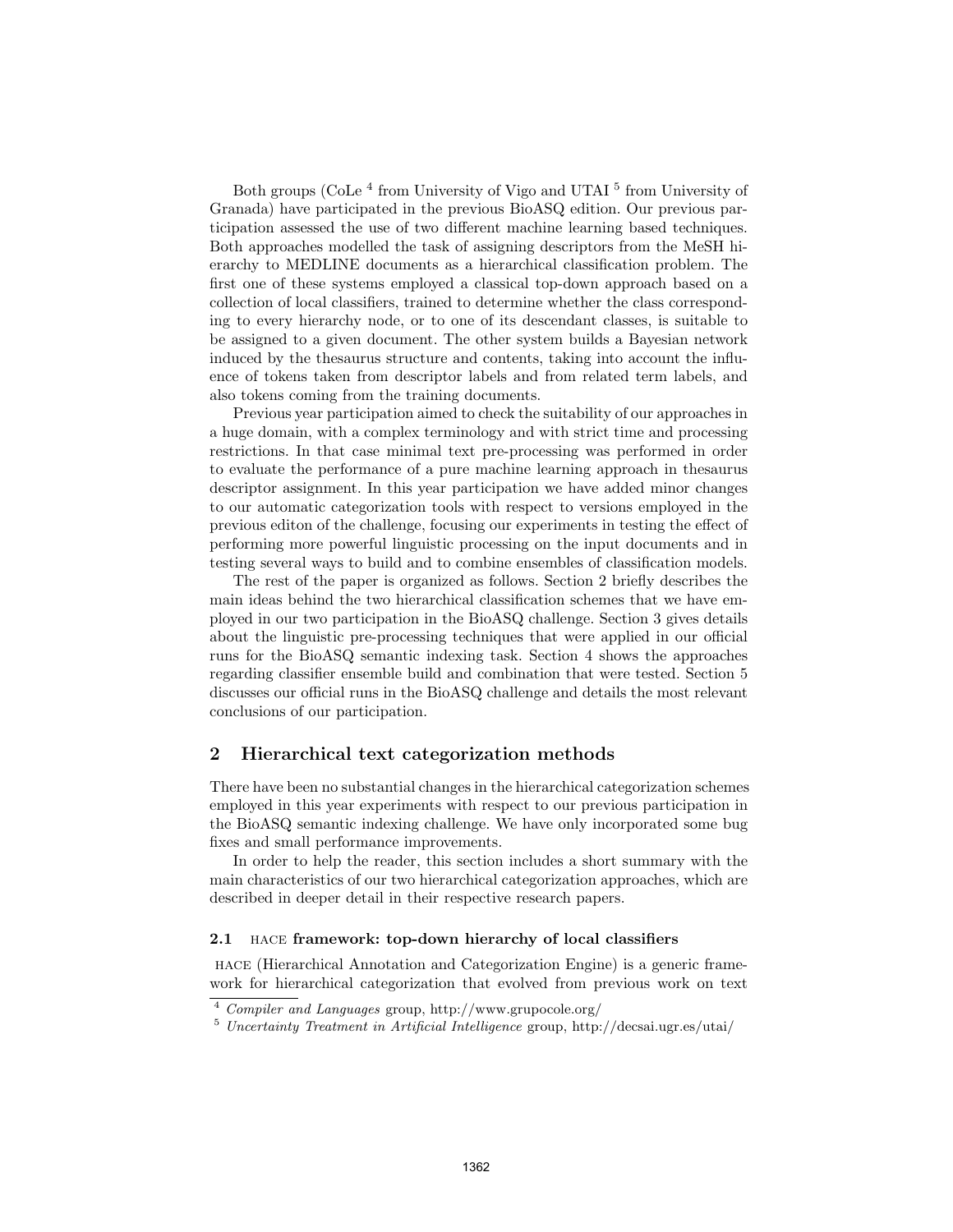Both groups (CoLe [4] from University of Vigo and UTAI [5] from University of Granada) have participated in the previous BioASQ edition. Our previous participation assessed the use of two different machine learning based techniques. Both approaches modelled the task of assigning descriptors from the MeSH hierarchy to MEDLINE documents as a hierarchical classification problem. The first one of these systems employed a classical top-down approach based on a collection of local classifiers, trained to determine whether the class corresponding to every hierarchy node, or to one of its descendant classes, is suitable to be assigned to a given document. The other system builds a Bayesian network induced by the thesaurus structure and contents, taking into account the influence of tokens taken from descriptor labels and from related term labels, and also tokens coming from the training documents.

Previous year participation aimed to check the suitability of our approaches in a huge domain, with a complex terminology and with strict time and processing restrictions. In that case minimal text pre-processing was performed in order to evaluate the performance of a pure machine learning approach in thesaurus descriptor assignment. In this year participation we have added minor changes to our automatic categorization tools with respect to versions employed in the previous editon of the challenge, focusing our experiments in testing the effect of performing more powerful linguistic processing on the input documents and in testing several ways to build and to combine ensembles of classification models.

The rest of the paper is organized as follows. Section 2 briefly describes the main ideas behind the two hierarchical classification schemes that we have employed in our two participation in the BioASQ challenge. Section 3 gives details about the linguistic pre-processing techniques that were applied in our official runs for the BioASQ semantic indexing task. Section 4 shows the approaches regarding classifier ensemble build and combination that were tested. Section 5 discusses our official runs in the BioASQ challenge and details the most relevant conclusions of our participation.

## 2 Hierarchical text categorization methods

There have been no substantial changes in the hierarchical categorization schemes employed in this year experiments with respect to our previous participation in the BioASQ semantic indexing challenge. We have only incorporated some bug fixes and small performance improvements.

In order to help the reader, this section includes a short summary with the main characteristics of our two hierarchical categorization approaches, which are described in deeper detail in their respective research papers.

### 2.1 HACE framework: top-down hierarchy of local classifiers

HACE (Hierarchical Annotation and Categorization Engine) is a generic framework for hierarchical categorization that evolved from previous work on text

[4] *Compiler and Languages* group, http://www.grupocole.org/

[5] *Uncertainty Treatment in Artificial Intelligence* group, http://decsai.ugr.es/utai/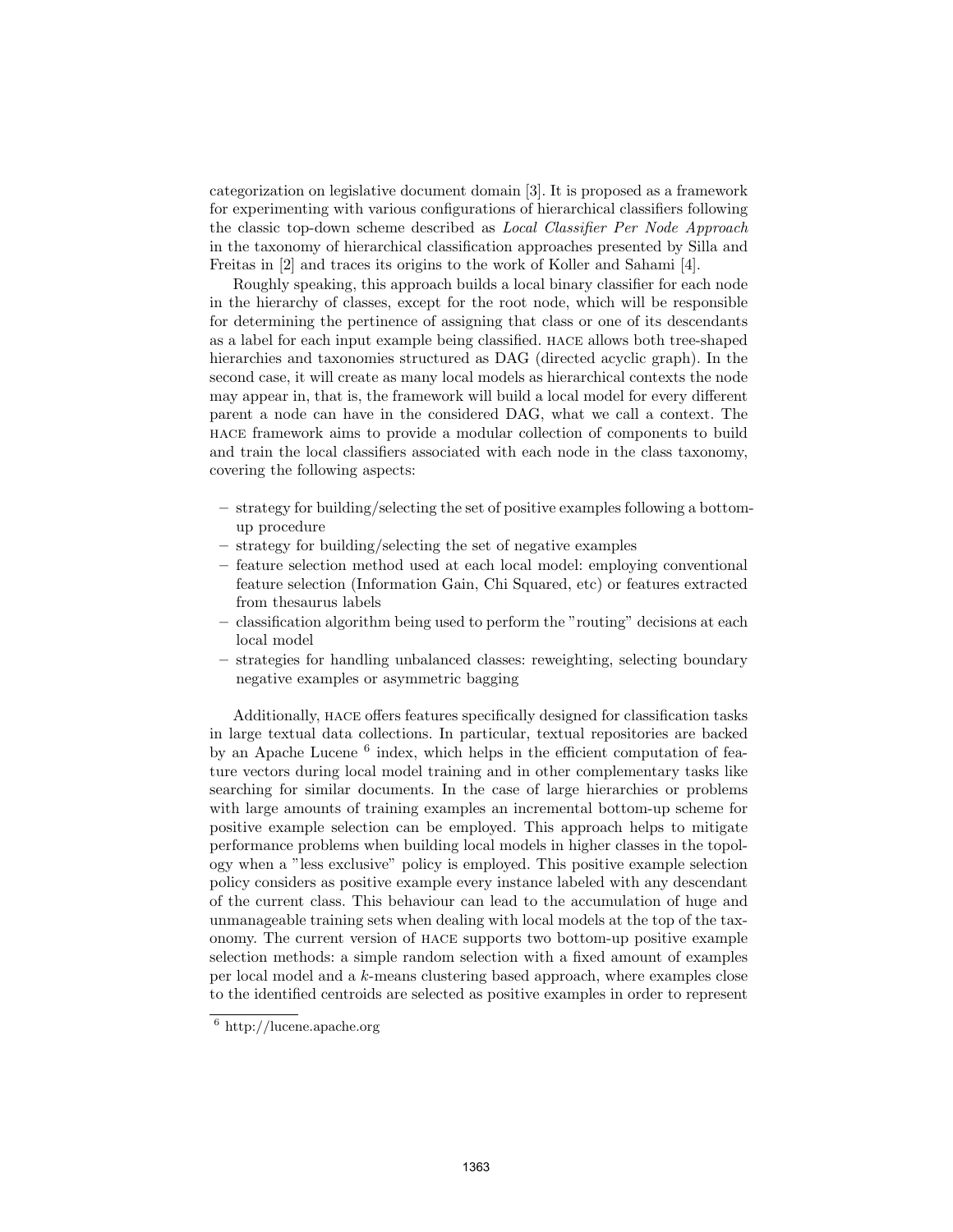categorization on legislative document domain [3]. It is proposed as a framework for experimenting with various configurations of hierarchical classifiers following the classic top-down scheme described as *Local Classifier Per Node Approach* in the taxonomy of hierarchical classification approaches presented by Silla and Freitas in [2] and traces its origins to the work of Koller and Sahami [4].

Roughly speaking, this approach builds a local binary classifier for each node in the hierarchy of classes, except for the root node, which will be responsible for determining the pertinence of assigning that class or one of its descendants as a label for each input example being classified. HACE allows both tree-shaped hierarchies and taxonomies structured as DAG (directed acyclic graph). In the second case, it will create as many local models as hierarchical contexts the node may appear in, that is, the framework will build a local model for every different parent a node can have in the considered DAG, what we call a context. The HACE framework aims to provide a modular collection of components to build and train the local classifiers associated with each node in the class taxonomy, covering the following aspects:

- strategy for building/selecting the set of positive examples following a bottom-up procedure
- strategy for building/selecting the set of negative examples
- feature selection method used at each local model: employing conventional feature selection (Information Gain, Chi Squared, etc) or features extracted from thesaurus labels
- classification algorithm being used to perform the "routing" decisions at each local model
- strategies for handling unbalanced classes: reweighting, selecting boundary negative examples or asymmetric bagging

Additionally, HACE offers features specifically designed for classification tasks in large textual data collections. In particular, textual repositories are backed by an Apache Lucene [6] index, which helps in the efficient computation of feature vectors during local model training and in other complementary tasks like searching for similar documents. In the case of large hierarchies or problems with large amounts of training examples an incremental bottom-up scheme for positive example selection can be employed. This approach helps to mitigate performance problems when building local models in higher classes in the topology when a "less exclusive" policy is employed. This positive example selection policy considers as positive example every instance labeled with any descendant of the current class. This behaviour can lead to the accumulation of huge and unmanageable training sets when dealing with local models at the top of the taxonomy. The current version of HACE supports two bottom-up positive example selection methods: a simple random selection with a fixed amount of examples per local model and a $k$-means clustering based approach, where examples close to the identified centroids are selected as positive examples in order to represent

[6] http://lucene.apache.org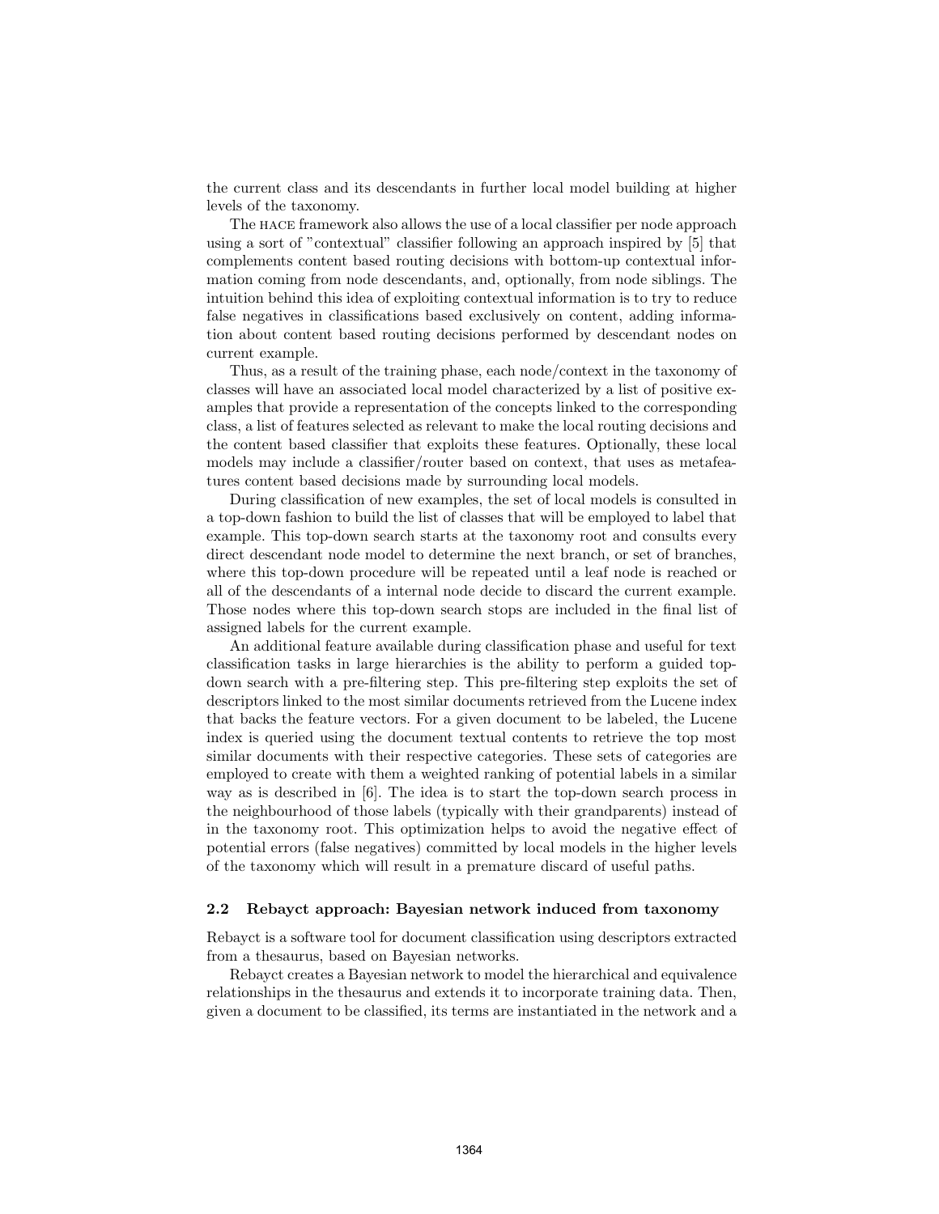the current class and its descendants in further local model building at higher levels of the taxonomy.

The HACE framework also allows the use of a local classifier per node approach using a sort of "contextual" classifier following an approach inspired by [5] that complements content based routing decisions with bottom-up contextual information coming from node descendants, and, optionally, from node siblings. The intuition behind this idea of exploiting contextual information is to try to reduce false negatives in classifications based exclusively on content, adding information about content based routing decisions performed by descendant nodes on current example.

Thus, as a result of the training phase, each node/context in the taxonomy of classes will have an associated local model characterized by a list of positive examples that provide a representation of the concepts linked to the corresponding class, a list of features selected as relevant to make the local routing decisions and the content based classifier that exploits these features. Optionally, these local models may include a classifier/router based on context, that uses as metafeatures content based decisions made by surrounding local models.

During classification of new examples, the set of local models is consulted in a top-down fashion to build the list of classes that will be employed to label that example. This top-down search starts at the taxonomy root and consults every direct descendant node model to determine the next branch, or set of branches, where this top-down procedure will be repeated until a leaf node is reached or all of the descendants of a internal node decide to discard the current example. Those nodes where this top-down search stops are included in the final list of assigned labels for the current example.

An additional feature available during classification phase and useful for text classification tasks in large hierarchies is the ability to perform a guided top-down search with a pre-filtering step. This pre-filtering step exploits the set of descriptors linked to the most similar documents retrieved from the Lucene index that backs the feature vectors. For a given document to be labeled, the Lucene index is queried using the document textual contents to retrieve the top most similar documents with their respective categories. These sets of categories are employed to create with them a weighted ranking of potential labels in a similar way as is described in [6]. The idea is to start the top-down search process in the neighbourhood of those labels (typically with their grandparents) instead of in the taxonomy root. This optimization helps to avoid the negative effect of potential errors (false negatives) committed by local models in the higher levels of the taxonomy which will result in a premature discard of useful paths.

### 2.2 Rebayct approach: Bayesian network induced from taxonomy

Rebayct is a software tool for document classification using descriptors extracted from a thesaurus, based on Bayesian networks.

Rebayct creates a Bayesian network to model the hierarchical and equivalence relationships in the thesaurus and extends it to incorporate training data. Then, given a document to be classified, its terms are instantiated in the network and a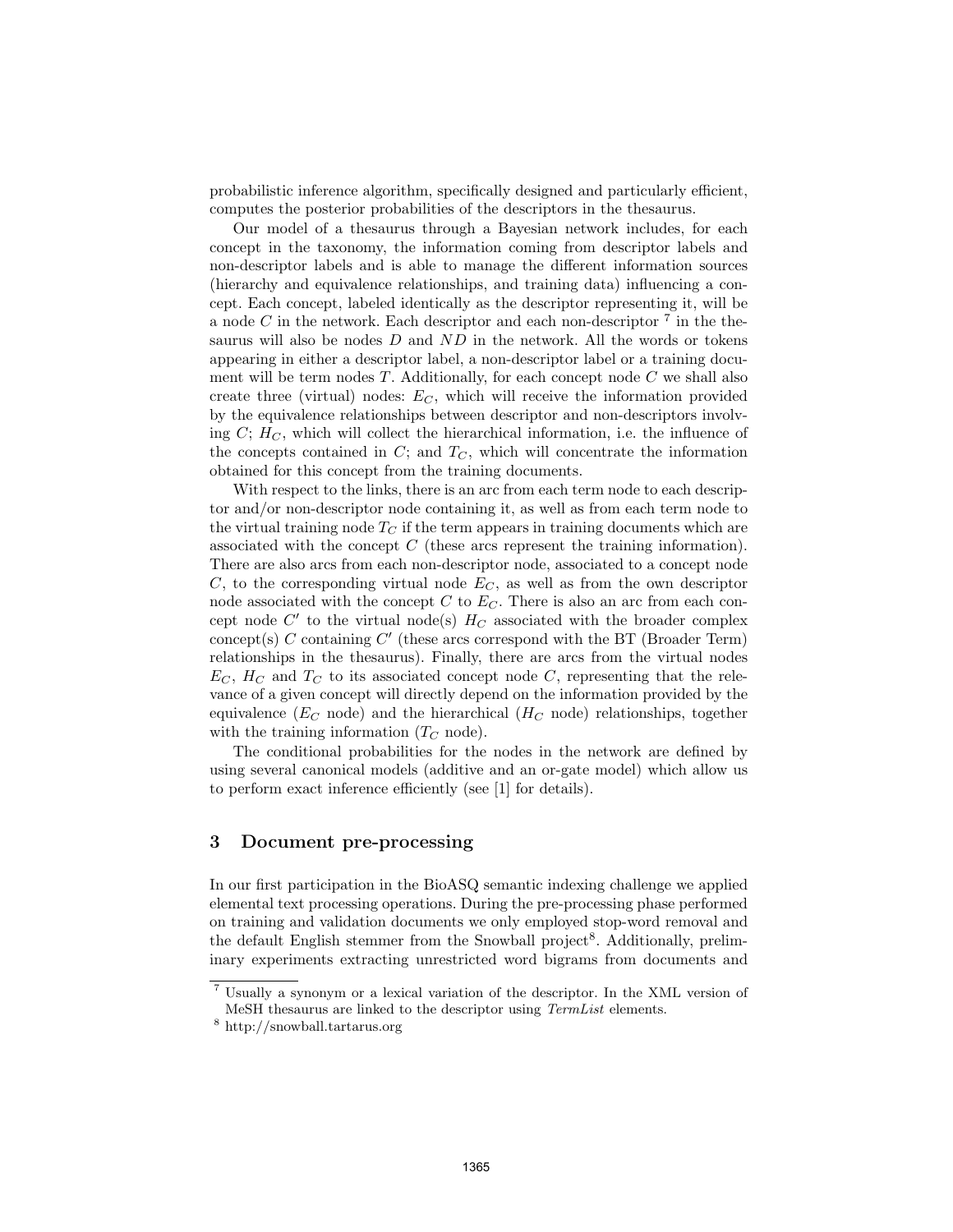probabilistic inference algorithm, specifically designed and particularly efficient, computes the posterior probabilities of the descriptors in the thesaurus.

Our model of a thesaurus through a Bayesian network includes, for each concept in the taxonomy, the information coming from descriptor labels and non-descriptor labels and is able to manage the different information sources (hierarchy and equivalence relationships, and training data) influencing a concept. Each concept, labeled identically as the descriptor representing it, will be a node $C$ in the network. Each descriptor and each non-descriptor [7] in the thesaurus will also be nodes $D$ and $ND$ in the network. All the words or tokens appearing in either a descriptor label, a non-descriptor label or a training document will be term nodes $T$. Additionally, for each concept node $C$ we shall also create three (virtual) nodes: $E_C$, which will receive the information provided by the equivalence relationships between descriptor and non-descriptors involving $C$; $H_C$, which will collect the hierarchical information, i.e. the influence of the concepts contained in $C$; and $T_C$, which will concentrate the information obtained for this concept from the training documents.

With respect to the links, there is an arc from each term node to each descriptor and/or non-descriptor node containing it, as well as from each term node to the virtual training node $T_C$ if the term appears in training documents which are associated with the concept $C$ (these arcs represent the training information). There are also arcs from each non-descriptor node, associated to a concept node $C$, to the corresponding virtual node $E_C$, as well as from the own descriptor node associated with the concept $C$ to $E_C$. There is also an arc from each concept node $C'$ to the virtual node(s) $H_C$ associated with the broader complex concept(s) $C$ containing $C'$ (these arcs correspond with the BT (Broader Term) relationships in the thesaurus). Finally, there are arcs from the virtual nodes $E_C$, $H_C$ and $T_C$ to its associated concept node $C$, representing that the relevance of a given concept will directly depend on the information provided by the equivalence ($E_C$ node) and the hierarchical ($H_C$ node) relationships, together with the training information ($T_C$ node).

The conditional probabilities for the nodes in the network are defined by using several canonical models (additive and an or-gate model) which allow us to perform exact inference efficiently (see [1] for details).

## 3 Document pre-processing

In our first participation in the BioASQ semantic indexing challenge we applied elemental text processing operations. During the pre-processing phase performed on training and validation documents we only employed stop-word removal and the default English stemmer from the Snowball project[8]. Additionally, preliminary experiments extracting unrestricted word bigrams from documents and

[7] Usually a synonym or a lexical variation of the descriptor. In the XML version of MeSH thesaurus are linked to the descriptor using *TermList* elements.

[8] http://snowball.tartarus.org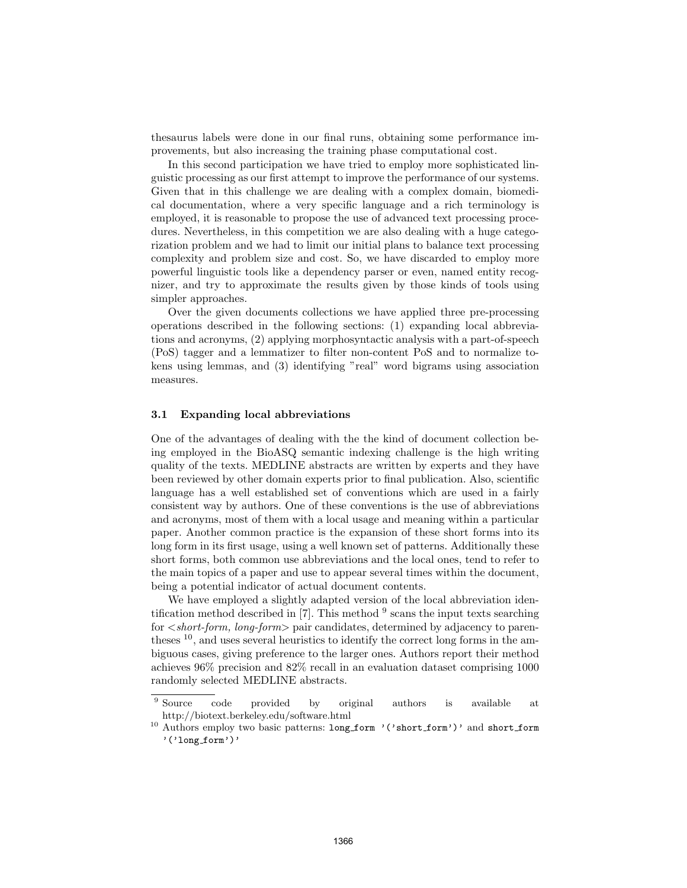thesaurus labels were done in our final runs, obtaining some performance improvements, but also increasing the training phase computational cost.

In this second participation we have tried to employ more sophisticated linguistic processing as our first attempt to improve the performance of our systems. Given that in this challenge we are dealing with a complex domain, biomedical documentation, where a very specific language and a rich terminology is employed, it is reasonable to propose the use of advanced text processing procedures. Nevertheless, in this competition we are also dealing with a huge categorization problem and we had to limit our initial plans to balance text processing complexity and problem size and cost. So, we have discarded to employ more powerful linguistic tools like a dependency parser or even, named entity recognizer, and try to approximate the results given by those kinds of tools using simpler approaches.

Over the given documents collections we have applied three pre-processing operations described in the following sections: (1) expanding local abbreviations and acronyms, (2) applying morphosyntactic analysis with a part-of-speech (PoS) tagger and a lemmatizer to filter non-content PoS and to normalize tokens using lemmas, and (3) identifying "real" word bigrams using association measures.

### 3.1 Expanding local abbreviations

One of the advantages of dealing with the the kind of document collection being employed in the BioASQ semantic indexing challenge is the high writing quality of the texts. MEDLINE abstracts are written by experts and they have been reviewed by other domain experts prior to final publication. Also, scientific language has a well established set of conventions which are used in a fairly consistent way by authors. One of these conventions is the use of abbreviations and acronyms, most of them with a local usage and meaning within a particular paper. Another common practice is the expansion of these short forms into its long form in its first usage, using a well known set of patterns. Additionally these short forms, both common use abbreviations and the local ones, tend to refer to the main topics of a paper and use to appear several times within the document, being a potential indicator of actual document contents.

We have employed a slightly adapted version of the local abbreviation identification method described in [7]. This method [9] scans the input texts searching for <*short-form, long-form*> pair candidates, determined by adjacency to parentheses [10], and uses several heuristics to identify the correct long forms in the ambiguous cases, giving preference to the larger ones. Authors report their method achieves 96% precision and 82% recall in an evaluation dataset comprising 1000 randomly selected MEDLINE abstracts.

---

[9] Source code provided by original authors is available at http://biotext.berkeley.edu/software.html

[10] Authors employ two basic patterns: `long_form '('short_form')'` and `short_form '('long_form')'`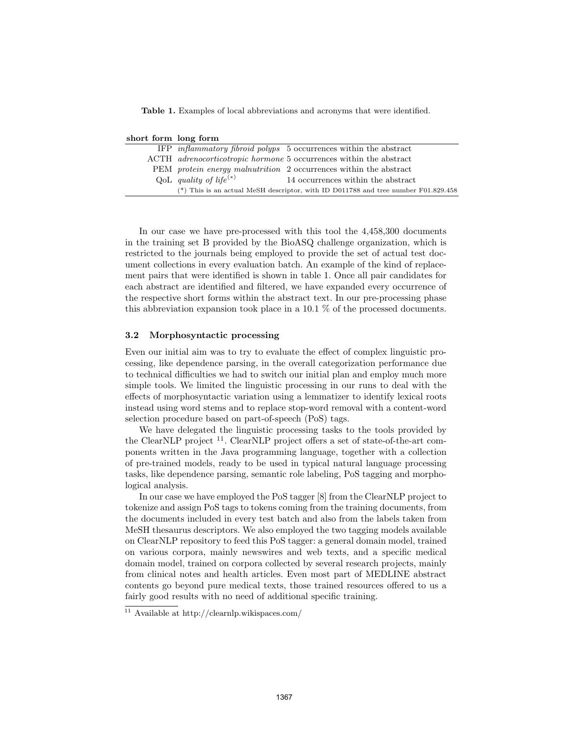**Table 1.** Examples of local abbreviations and acronyms that were identified.

| short form | long form | |
|---|---|---|
| IFP | *inflammatory fibroid polyps* | 5 occurrences within the abstract |
| ACTH | *adrenocorticotropic hormone* | 5 occurrences within the abstract |
| PEM | *protein energy malnutrition* | 2 occurrences within the abstract |
| QoL | *quality of life*(*) | 14 occurrences within the abstract |
| | (*) This is an actual MeSH descriptor, with ID D011788 and tree number F01.829.458 | |

In our case we have pre-processed with this tool the 4,458,300 documents in the training set B provided by the BioASQ challenge organization, which is restricted to the journals being employed to provide the set of actual test document collections in every evaluation batch. An example of the kind of replacement pairs that were identified is shown in table 1. Once all pair candidates for each abstract are identified and filtered, we have expanded every occurrence of the respective short forms within the abstract text. In our pre-processing phase this abbreviation expansion took place in a 10.1 % of the processed documents.

### 3.2 Morphosyntactic processing

Even our initial aim was to try to evaluate the effect of complex linguistic processing, like dependence parsing, in the overall categorization performance due to technical difficulties we had to switch our initial plan and employ much more simple tools. We limited the linguistic processing in our runs to deal with the effects of morphosyntactic variation using a lemmatizer to identify lexical roots instead using word stems and to replace stop-word removal with a content-word selection procedure based on part-of-speech (PoS) tags.

We have delegated the linguistic processing tasks to the tools provided by the ClearNLP project [11]. ClearNLP project offers a set of state-of-the-art components written in the Java programming language, together with a collection of pre-trained models, ready to be used in typical natural language processing tasks, like dependence parsing, semantic role labeling, PoS tagging and morphological analysis.

In our case we have employed the PoS tagger [8] from the ClearNLP project to tokenize and assign PoS tags to tokens coming from the training documents, from the documents included in every test batch and also from the labels taken from MeSH thesaurus descriptors. We also employed the two tagging models available on ClearNLP repository to feed this PoS tagger: a general domain model, trained on various corpora, mainly newswires and web texts, and a specific medical domain model, trained on corpora collected by several research projects, mainly from clinical notes and health articles. Even most part of MEDLINE abstract contents go beyond pure medical texts, those trained resources offered to us a fairly good results with no need of additional specific training.

[11] Available at http://clearnlp.wikispaces.com/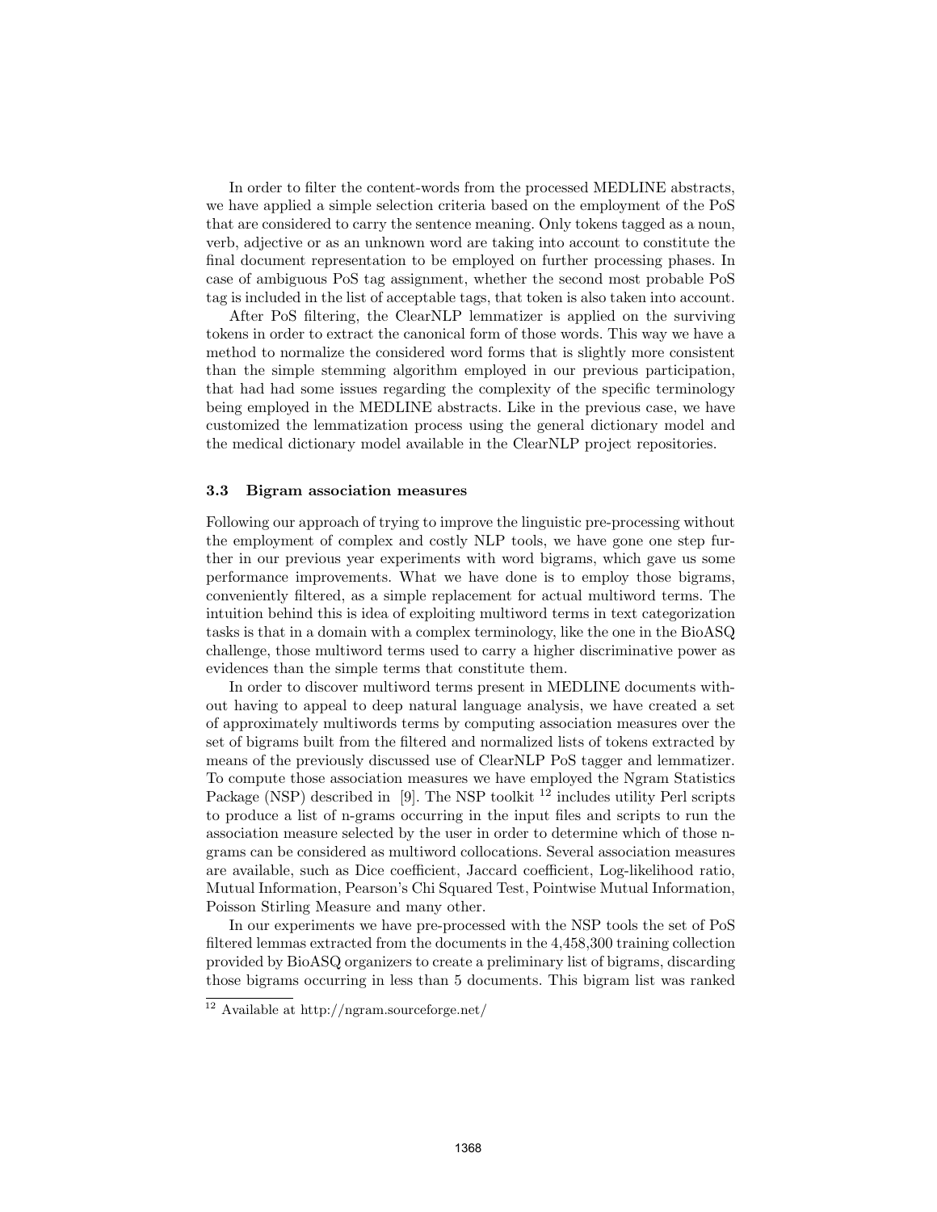In order to filter the content-words from the processed MEDLINE abstracts, we have applied a simple selection criteria based on the employment of the PoS that are considered to carry the sentence meaning. Only tokens tagged as a noun, verb, adjective or as an unknown word are taking into account to constitute the final document representation to be employed on further processing phases. In case of ambiguous PoS tag assignment, whether the second most probable PoS tag is included in the list of acceptable tags, that token is also taken into account.

After PoS filtering, the ClearNLP lemmatizer is applied on the surviving tokens in order to extract the canonical form of those words. This way we have a method to normalize the considered word forms that is slightly more consistent than the simple stemming algorithm employed in our previous participation, that had had some issues regarding the complexity of the specific terminology being employed in the MEDLINE abstracts. Like in the previous case, we have customized the lemmatization process using the general dictionary model and the medical dictionary model available in the ClearNLP project repositories.

### 3.3 Bigram association measures

Following our approach of trying to improve the linguistic pre-processing without the employment of complex and costly NLP tools, we have gone one step further in our previous year experiments with word bigrams, which gave us some performance improvements. What we have done is to employ those bigrams, conveniently filtered, as a simple replacement for actual multiword terms. The intuition behind this is idea of exploiting multiword terms in text categorization tasks is that in a domain with a complex terminology, like the one in the BioASQ challenge, those multiword terms used to carry a higher discriminative power as evidences than the simple terms that constitute them.

In order to discover multiword terms present in MEDLINE documents without having to appeal to deep natural language analysis, we have created a set of approximately multiwords terms by computing association measures over the set of bigrams built from the filtered and normalized lists of tokens extracted by means of the previously discussed use of ClearNLP PoS tagger and lemmatizer. To compute those association measures we have employed the Ngram Statistics Package (NSP) described in [9]. The NSP toolkit [12] includes utility Perl scripts to produce a list of n-grams occurring in the input files and scripts to run the association measure selected by the user in order to determine which of those n-grams can be considered as multiword collocations. Several association measures are available, such as Dice coefficient, Jaccard coefficient, Log-likelihood ratio, Mutual Information, Pearson's Chi Squared Test, Pointwise Mutual Information, Poisson Stirling Measure and many other.

In our experiments we have pre-processed with the NSP tools the set of PoS filtered lemmas extracted from the documents in the 4,458,300 training collection provided by BioASQ organizers to create a preliminary list of bigrams, discarding those bigrams occurring in less than 5 documents. This bigram list was ranked

[12] Available at http://ngram.sourceforge.net/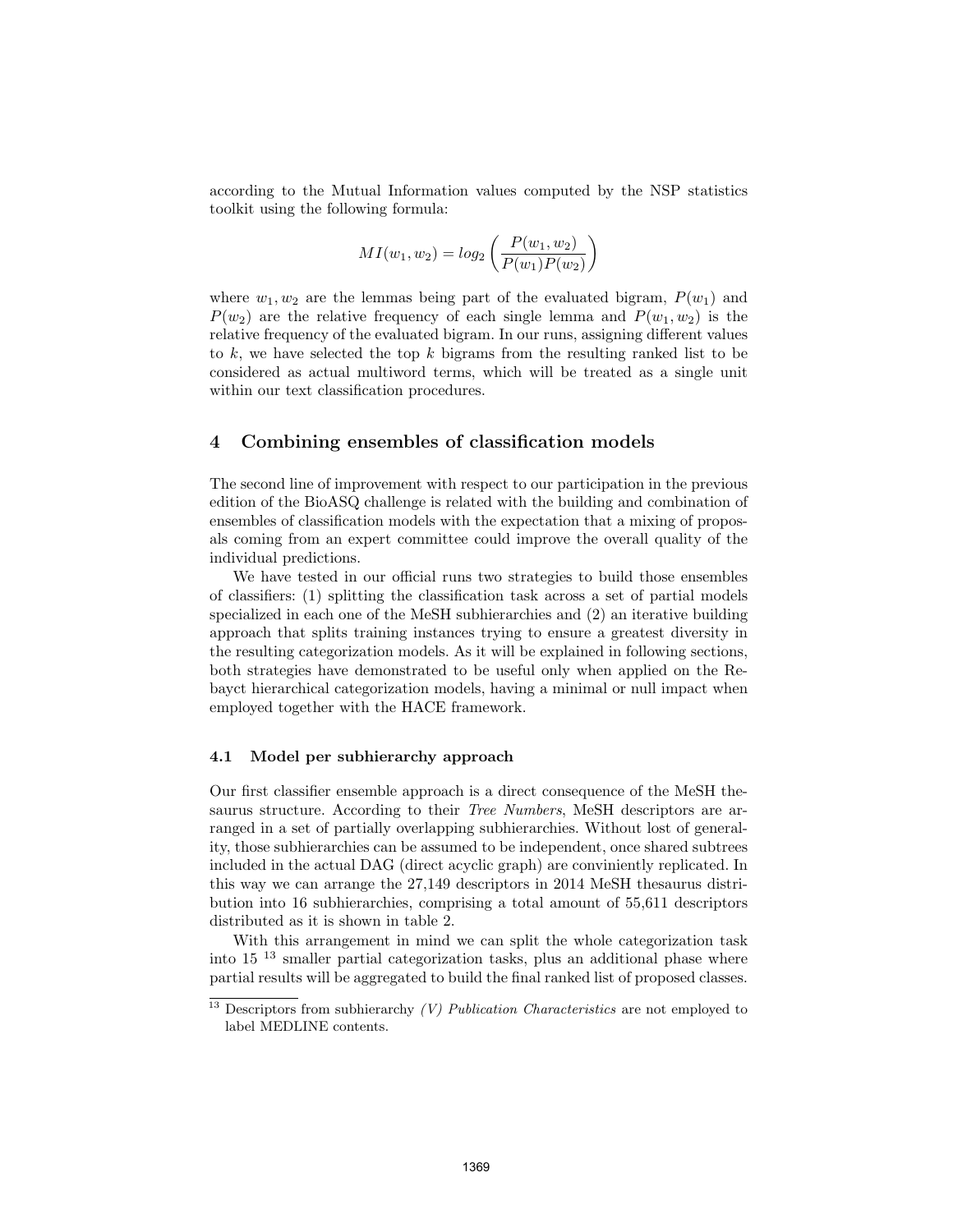according to the Mutual Information values computed by the NSP statistics toolkit using the following formula:

$$MI(w_1, w_2) = log_2 \left( \frac{P(w_1, w_2)}{P(w_1)P(w_2)} \right)$$

where $w_1, w_2$ are the lemmas being part of the evaluated bigram, $P(w_1)$ and $P(w_2)$ are the relative frequency of each single lemma and $P(w_1, w_2)$ is the relative frequency of the evaluated bigram. In our runs, assigning different values to $k$, we have selected the top $k$ bigrams from the resulting ranked list to be considered as actual multiword terms, which will be treated as a single unit within our text classification procedures.

## 4 Combining ensembles of classification models

The second line of improvement with respect to our participation in the previous edition of the BioASQ challenge is related with the building and combination of ensembles of classification models with the expectation that a mixing of proposals coming from an expert committee could improve the overall quality of the individual predictions.

We have tested in our official runs two strategies to build those ensembles of classifiers: (1) splitting the classification task across a set of partial models specialized in each one of the MeSH subhierarchies and (2) an iterative building approach that splits training instances trying to ensure a greatest diversity in the resulting categorization models. As it will be explained in following sections, both strategies have demonstrated to be useful only when applied on the Rebayct hierarchical categorization models, having a minimal or null impact when employed together with the HACE framework.

### 4.1 Model per subhierarchy approach

Our first classifier ensemble approach is a direct consequence of the MeSH thesaurus structure. According to their *Tree Numbers*, MeSH descriptors are arranged in a set of partially overlapping subhierarchies. Without lost of generality, those subhierarchies can be assumed to be independent, once shared subtrees included in the actual DAG (direct acyclic graph) are conviniently replicated. In this way we can arrange the 27,149 descriptors in 2014 MeSH thesaurus distribution into 16 subhierarchies, comprising a total amount of 55,611 descriptors distributed as it is shown in table 2.

With this arrangement in mind we can split the whole categorization task into 15 [13] smaller partial categorization tasks, plus an additional phase where partial results will be aggregated to build the final ranked list of proposed classes.

[13] Descriptors from subhierarchy *(V) Publication Characteristics* are not employed to label MEDLINE contents.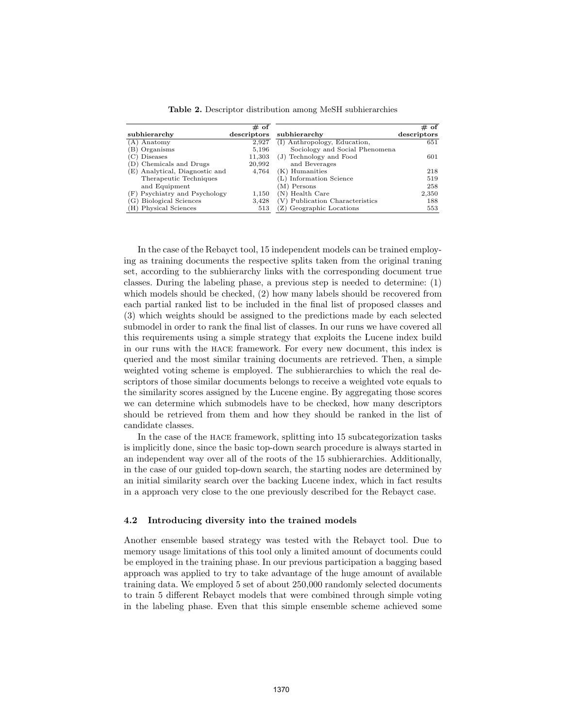**Table 2.** Descriptor distribution among MeSH subhierarchies

| subhierarchy | # of descriptors | subhierarchy | # of descriptors |
|---|---|---|---|
| (A) Anatomy | 2,927 | (I) Anthropology, Education, Sociology and Social Phenomena | 651 |
| (B) Organisms | 5,196 | (J) Technology and Food and Beverages | 601 |
| (C) Diseases | 11,303 | (K) Humanities | 218 |
| (D) Chemicals and Drugs | 20,992 | (L) Information Science | 519 |
| (E) Analytical, Diagnostic and Therapeutic Techniques and Equipment | 4,764 | (M) Persons | 258 |
| (F) Psychiatry and Psychology | 1,150 | (N) Health Care | 2,350 |
| (G) Biological Sciences | 3,428 | (V) Publication Characteristics | 188 |
| (H) Physical Sciences | 513 | (Z) Geographic Locations | 553 |

In the case of the Rebayct tool, 15 independent models can be trained employing as training documents the respective splits taken from the original traning set, according to the subhierarchy links with the corresponding document true classes. During the labeling phase, a previous step is needed to determine: (1) which models should be checked, (2) how many labels should be recovered from each partial ranked list to be included in the final list of proposed classes and (3) which weights should be assigned to the predictions made by each selected submodel in order to rank the final list of classes. In our runs we have covered all this requirements using a simple strategy that exploits the Lucene index build in our runs with the HACE framework. For every new document, this index is queried and the most similar training documents are retrieved. Then, a simple weighted voting scheme is employed. The subhierarchies to which the real descriptors of those similar documents belongs to receive a weighted vote equals to the similarity scores assigned by the Lucene engine. By aggregating those scores we can determine which submodels have to be checked, how many descriptors should be retrieved from them and how they should be ranked in the list of candidate classes.

In the case of the HACE framework, splitting into 15 subcategorization tasks is implicitly done, since the basic top-down search procedure is always started in an independent way over all of the roots of the 15 subhierarchies. Additionally, in the case of our guided top-down search, the starting nodes are determined by an initial similarity search over the backing Lucene index, which in fact results in a approach very close to the one previously described for the Rebayct case.

### 4.2 Introducing diversity into the trained models

Another ensemble based strategy was tested with the Rebayct tool. Due to memory usage limitations of this tool only a limited amount of documents could be employed in the training phase. In our previous participation a bagging based approach was applied to try to take advantage of the huge amount of available training data. We employed 5 set of about 250,000 randomly selected documents to train 5 different Rebayct models that were combined through simple voting in the labeling phase. Even that this simple ensemble scheme achieved some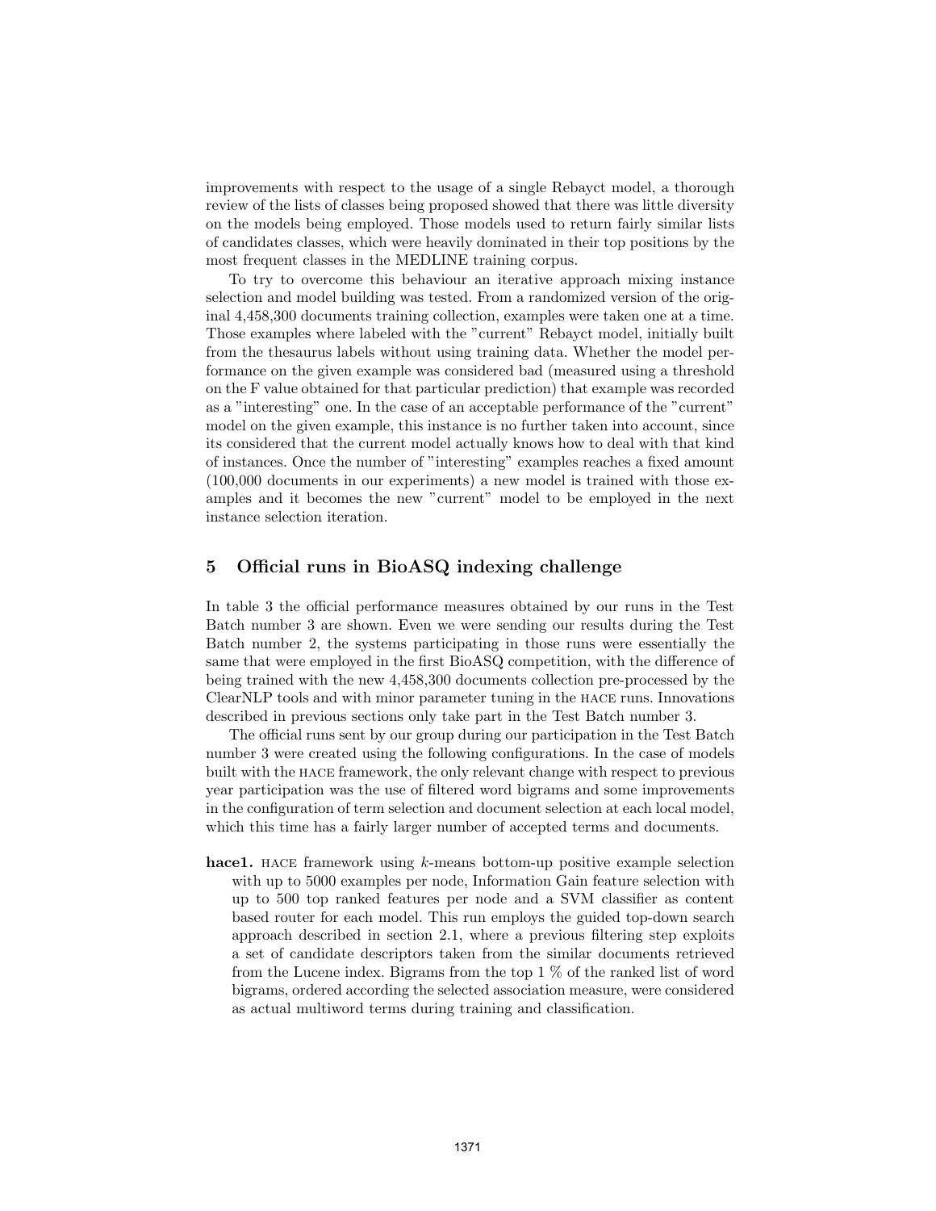improvements with respect to the usage of a single Rebayct model, a thorough review of the lists of classes being proposed showed that there was little diversity on the models being employed. Those models used to return fairly similar lists of candidates classes, which were heavily dominated in their top positions by the most frequent classes in the MEDLINE training corpus.

To try to overcome this behaviour an iterative approach mixing instance selection and model building was tested. From a randomized version of the original 4,458,300 documents training collection, examples were taken one at a time. Those examples where labeled with the "current" Rebayct model, initially built from the thesaurus labels without using training data. Whether the model performance on the given example was considered bad (measured using a threshold on the F value obtained for that particular prediction) that example was recorded as a "interesting" one. In the case of an acceptable performance of the "current" model on the given example, this instance is no further taken into account, since its considered that the current model actually knows how to deal with that kind of instances. Once the number of "interesting" examples reaches a fixed amount (100,000 documents in our experiments) a new model is trained with those examples and it becomes the new "current" model to be employed in the next instance selection iteration.

## 5 Official runs in BioASQ indexing challenge

In table 3 the official performance measures obtained by our runs in the Test Batch number 3 are shown. Even we were sending our results during the Test Batch number 2, the systems participating in those runs were essentially the same that were employed in the first BioASQ competition, with the difference of being trained with the new 4,458,300 documents collection pre-processed by the ClearNLP tools and with minor parameter tuning in the HACE runs. Innovations described in previous sections only take part in the Test Batch number 3.

The official runs sent by our group during our participation in the Test Batch number 3 were created using the following configurations. In the case of models built with the HACE framework, the only relevant change with respect to previous year participation was the use of filtered word bigrams and some improvements in the configuration of term selection and document selection at each local model, which this time has a fairly larger number of accepted terms and documents.

**hace1.** HACE framework using $k$-means bottom-up positive example selection with up to 5000 examples per node, Information Gain feature selection with up to 500 top ranked features per node and a SVM classifier as content based router for each model. This run employs the guided top-down search approach described in section 2.1, where a previous filtering step exploits a set of candidate descriptors taken from the similar documents retrieved from the Lucene index. Bigrams from the top 1 % of the ranked list of word bigrams, ordered according the selected association measure, were considered as actual multiword terms during training and classification.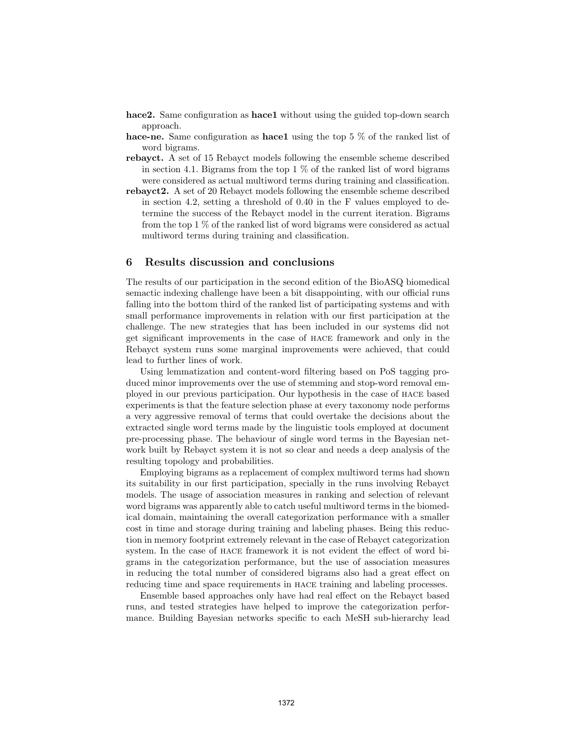**hace2.** Same configuration as **hace1** without using the guided top-down search approach.

**hace-ne.** Same configuration as **hace1** using the top 5 % of the ranked list of word bigrams.

**rebayct.** A set of 15 Rebayct models following the ensemble scheme described in section 4.1. Bigrams from the top 1 % of the ranked list of word bigrams were considered as actual multiword terms during training and classification.

**rebayct2.** A set of 20 Rebayct models following the ensemble scheme described in section 4.2, setting a threshold of 0.40 in the F values employed to determine the success of the Rebayct model in the current iteration. Bigrams from the top 1 % of the ranked list of word bigrams were considered as actual multiword terms during training and classification.

## 6 Results discussion and conclusions

The results of our participation in the second edition of the BioASQ biomedical semactic indexing challenge have been a bit disappointing, with our official runs falling into the bottom third of the ranked list of participating systems and with small performance improvements in relation with our first participation at the challenge. The new strategies that has been included in our systems did not get significant improvements in the case of HACE framework and only in the Rebayct system runs some marginal improvements were achieved, that could lead to further lines of work.

Using lemmatization and content-word filtering based on PoS tagging produced minor improvements over the use of stemming and stop-word removal employed in our previous participation. Our hypothesis in the case of HACE based experiments is that the feature selection phase at every taxonomy node performs a very aggressive removal of terms that could overtake the decisions about the extracted single word terms made by the linguistic tools employed at document pre-processing phase. The behaviour of single word terms in the Bayesian network built by Rebayct system it is not so clear and needs a deep analysis of the resulting topology and probabilities.

Employing bigrams as a replacement of complex multiword terms had shown its suitability in our first participation, specially in the runs involving Rebayct models. The usage of association measures in ranking and selection of relevant word bigrams was apparently able to catch useful multiword terms in the biomedical domain, maintaining the overall categorization performance with a smaller cost in time and storage during training and labeling phases. Being this reduction in memory footprint extremely relevant in the case of Rebayct categorization system. In the case of HACE framework it is not evident the effect of word bigrams in the categorization performance, but the use of association measures in reducing the total number of considered bigrams also had a great effect on reducing time and space requirements in HACE training and labeling processes.

Ensemble based approaches only have had real effect on the Rebayct based runs, and tested strategies have helped to improve the categorization performance. Building Bayesian networks specific to each MeSH sub-hierarchy lead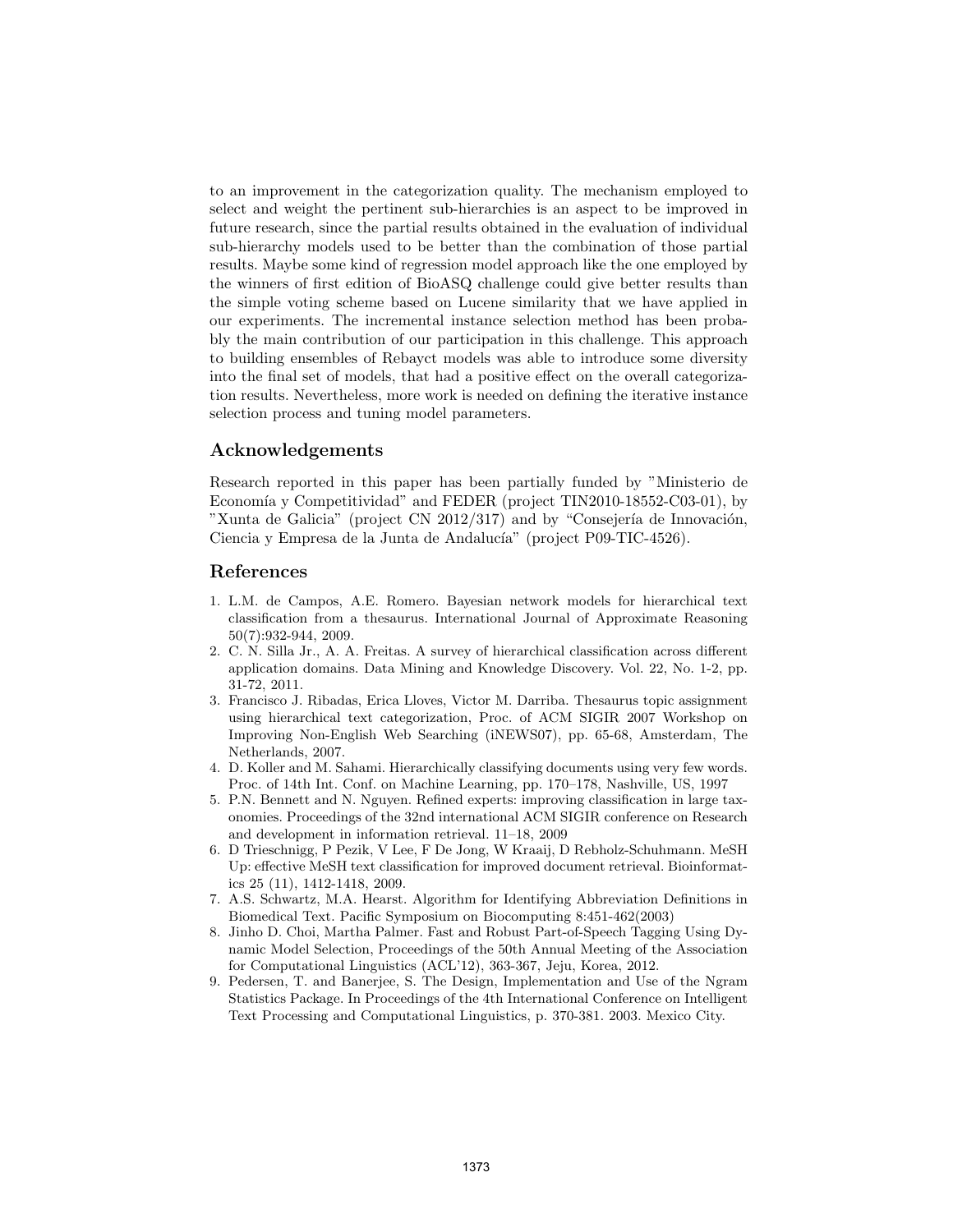to an improvement in the categorization quality. The mechanism employed to select and weight the pertinent sub-hierarchies is an aspect to be improved in future research, since the partial results obtained in the evaluation of individual sub-hierarchy models used to be better than the combination of those partial results. Maybe some kind of regression model approach like the one employed by the winners of first edition of BioASQ challenge could give better results than the simple voting scheme based on Lucene similarity that we have applied in our experiments. The incremental instance selection method has been probably the main contribution of our participation in this challenge. This approach to building ensembles of Rebayct models was able to introduce some diversity into the final set of models, that had a positive effect on the overall categorization results. Nevertheless, more work is needed on defining the iterative instance selection process and tuning model parameters.

## Acknowledgements

Research reported in this paper has been partially funded by "Ministerio de Economía y Competitividad" and FEDER (project TIN2010-18552-C03-01), by "Xunta de Galicia" (project CN 2012/317) and by "Consejería de Innovación, Ciencia y Empresa de la Junta de Andalucía" (project P09-TIC-4526).

## References

1. L.M. de Campos, A.E. Romero. Bayesian network models for hierarchical text classification from a thesaurus. International Journal of Approximate Reasoning 50(7):932-944, 2009.
2. C. N. Silla Jr., A. A. Freitas. A survey of hierarchical classification across different application domains. Data Mining and Knowledge Discovery. Vol. 22, No. 1-2, pp. 31-72, 2011.
3. Francisco J. Ribadas, Erica Lloves, Victor M. Darriba. Thesaurus topic assignment using hierarchical text categorization, Proc. of ACM SIGIR 2007 Workshop on Improving Non-English Web Searching (iNEWS07), pp. 65-68, Amsterdam, The Netherlands, 2007.
4. D. Koller and M. Sahami. Hierarchically classifying documents using very few words. Proc. of 14th Int. Conf. on Machine Learning, pp. 170–178, Nashville, US, 1997
5. P.N. Bennett and N. Nguyen. Refined experts: improving classification in large taxonomies. Proceedings of the 32nd international ACM SIGIR conference on Research and development in information retrieval. 11–18, 2009
6. D Trieschnigg, P Pezik, V Lee, F De Jong, W Kraaij, D Rebholz-Schuhmann. MeSH Up: effective MeSH text classification for improved document retrieval. Bioinformatics 25 (11), 1412-1418, 2009.
7. A.S. Schwartz, M.A. Hearst. Algorithm for Identifying Abbreviation Definitions in Biomedical Text. Pacific Symposium on Biocomputing 8:451-462(2003)
8. Jinho D. Choi, Martha Palmer. Fast and Robust Part-of-Speech Tagging Using Dynamic Model Selection, Proceedings of the 50th Annual Meeting of the Association for Computational Linguistics (ACL'12), 363-367, Jeju, Korea, 2012.
9. Pedersen, T. and Banerjee, S. The Design, Implementation and Use of the Ngram Statistics Package. In Proceedings of the 4th International Conference on Intelligent Text Processing and Computational Linguistics, p. 370-381. 2003. Mexico City.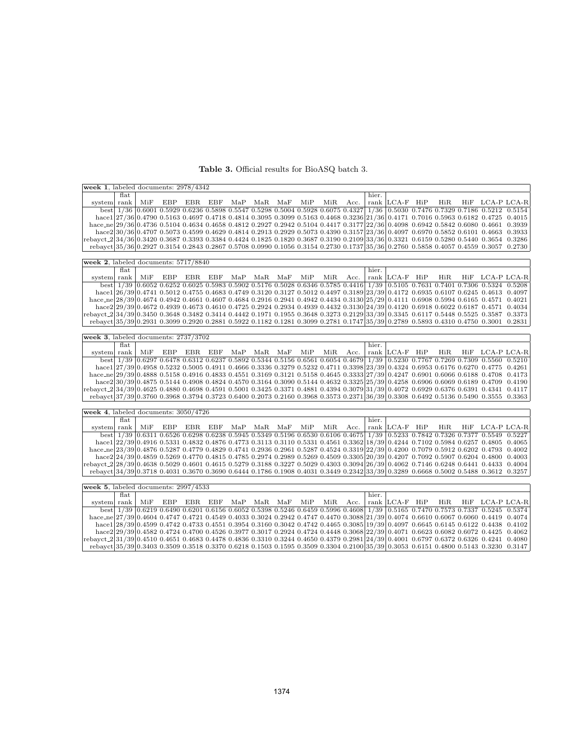**Table 3.** Official results for BioASQ batch 3.

**week 1**, labeled documents: 2978/4342

| system | flat rank | MiF | EBP | EBR | EBF | MaP | MaR | MaF | MiP | MiR | Acc. | hier. rank | LCA-F | HiP | HiR | HiF | LCA-P | LCA-R |
|---|---|---|---|---|---|---|---|---|---|---|---|---|---|---|---|---|---|---|
| best | 1/36 | 0.6001 | 0.5929 | 0.6236 | 0.5898 | 0.5547 | 0.5298 | 0.5004 | 0.5928 | 0.6075 | 0.4327 | 1/36 | 0.5030 | 0.7476 | 0.7329 | 0.7186 | 0.5212 | 0.5154 |
| hace1 | 27/36 | 0.4790 | 0.5163 | 0.4697 | 0.4718 | 0.4814 | 0.3095 | 0.3099 | 0.5163 | 0.4468 | 0.3236 | 21/36 | 0.4171 | 0.7016 | 0.5963 | 0.6182 | 0.4725 | 0.4015 |
| hace_ne | 29/36 | 0.4736 | 0.5104 | 0.4634 | 0.4658 | 0.4812 | 0.2927 | 0.2942 | 0.5104 | 0.4417 | 0.3177 | 22/36 | 0.4098 | 0.6942 | 0.5842 | 0.6080 | 0.4661 | 0.3939 |
| hace2 | 30/36 | 0.4707 | 0.5073 | 0.4599 | 0.4629 | 0.4814 | 0.2913 | 0.2929 | 0.5073 | 0.4390 | 0.3157 | 23/36 | 0.4097 | 0.6970 | 0.5852 | 0.6101 | 0.4663 | 0.3933 |
| rebayct_2 | 34/36 | 0.3420 | 0.3687 | 0.3393 | 0.3384 | 0.4424 | 0.1825 | 0.1820 | 0.3687 | 0.3190 | 0.2109 | 33/36 | 0.3321 | 0.6159 | 0.5280 | 0.5440 | 0.3654 | 0.3286 |
| rebayct | 35/36 | 0.2927 | 0.3154 | 0.2843 | 0.2867 | 0.5708 | 0.0990 | 0.1056 | 0.3154 | 0.2730 | 0.1737 | 35/36 | 0.2760 | 0.5858 | 0.4057 | 0.4559 | 0.3057 | 0.2730 |

**week 2**, labeled documents: 5717/8840

| system | flat rank | MiF | EBP | EBR | EBF | MaP | MaR | MaF | MiP | MiR | Acc. | hier. rank | LCA-F | HiP | HiR | HiF | LCA-P | LCA-R |
|---|---|---|---|---|---|---|---|---|---|---|---|---|---|---|---|---|---|---|
| best | 1/39 | 0.6052 | 0.6252 | 0.6025 | 0.5983 | 0.5902 | 0.5176 | 0.5028 | 0.6346 | 0.5785 | 0.4416 | 1/39 | 0.5105 | 0.7631 | 0.7401 | 0.7306 | 0.5324 | 0.5208 |
| hace1 | 26/39 | 0.4741 | 0.5012 | 0.4755 | 0.4683 | 0.4749 | 0.3120 | 0.3127 | 0.5012 | 0.4497 | 0.3189 | 23/39 | 0.4172 | 0.6935 | 0.6107 | 0.6245 | 0.4613 | 0.4097 |
| hace_ne | 28/39 | 0.4674 | 0.4942 | 0.4661 | 0.4607 | 0.4684 | 0.2916 | 0.2941 | 0.4942 | 0.4434 | 0.3130 | 25/29 | 0.4111 | 0.6908 | 0.5994 | 0.6165 | 0.4571 | 0.4021 |
| hace2 | 29/39 | 0.4672 | 0.4939 | 0.4673 | 0.4610 | 0.4725 | 0.2924 | 0.2934 | 0.4939 | 0.4432 | 0.3130 | 24/39 | 0.4120 | 0.6918 | 0.6022 | 0.6187 | 0.4571 | 0.4034 |
| rebayct_2 | 34/39 | 0.3450 | 0.3648 | 0.3482 | 0.3414 | 0.4442 | 0.1971 | 0.1955 | 0.3648 | 0.3273 | 0.2129 | 33/39 | 0.3345 | 0.6117 | 0.5448 | 0.5525 | 0.3587 | 0.3373 |
| rebayct | 35/39 | 0.2931 | 0.3099 | 0.2920 | 0.2881 | 0.5922 | 0.1182 | 0.1281 | 0.3099 | 0.2781 | 0.1747 | 35/39 | 0.2789 | 0.5893 | 0.4310 | 0.4750 | 0.3001 | 0.2831 |

**week 3**, labeled documents: 2737/3702

| system | flat rank | MiF | EBP | EBR | EBF | MaP | MaR | MaF | MiP | MiR | Acc. | hier. rank | LCA-F | HiP | HiR | HiF | LCA-P | LCA-R |
|---|---|---|---|---|---|---|---|---|---|---|---|---|---|---|---|---|---|---|
| best | 1/39 | 0.6297 | 0.6478 | 0.6312 | 0.6237 | 0.5892 | 0.5344 | 0.5156 | 0.6561 | 0.6054 | 0.4679 | 1/39 | 0.5230 | 0.7767 | 0.7269 | 0.7309 | 0.5560 | 0.5210 |
| hace1 | 27/39 | 0.4958 | 0.5232 | 0.5005 | 0.4911 | 0.4666 | 0.3336 | 0.3279 | 0.5232 | 0.4711 | 0.3398 | 23/39 | 0.4324 | 0.6953 | 0.6176 | 0.6270 | 0.4775 | 0.4261 |
| hace_ne | 29/39 | 0.4888 | 0.5158 | 0.4916 | 0.4833 | 0.4551 | 0.3169 | 0.3121 | 0.5158 | 0.4645 | 0.3333 | 27/39 | 0.4247 | 0.6901 | 0.6066 | 0.6188 | 0.4708 | 0.4173 |
| hace2 | 30/39 | 0.4875 | 0.5144 | 0.4908 | 0.4824 | 0.4570 | 0.3164 | 0.3090 | 0.5144 | 0.4632 | 0.3325 | 25/39 | 0.4258 | 0.6906 | 0.6069 | 0.6189 | 0.4709 | 0.4190 |
| rebayct_2 | 34/39 | 0.4625 | 0.4880 | 0.4698 | 0.4591 | 0.5001 | 0.3425 | 0.3371 | 0.4881 | 0.4394 | 0.3079 | 31/39 | 0.4072 | 0.6929 | 0.6376 | 0.6391 | 0.4341 | 0.4117 |
| rebayct | 37/39 | 0.3760 | 0.3968 | 0.3794 | 0.3723 | 0.6400 | 0.2073 | 0.2160 | 0.3968 | 0.3573 | 0.2371 | 36/39 | 0.3308 | 0.6492 | 0.5136 | 0.5490 | 0.3555 | 0.3363 |

**week 4**, labeled documents: 3050/4726

| system | flat rank | MiF | EBP | EBR | EBF | MaP | MaR | MaF | MiP | MiR | Acc. | hier. rank | LCA-F | HiP | HiR | HiF | LCA-P | LCA-R |
|---|---|---|---|---|---|---|---|---|---|---|---|---|---|---|---|---|---|---|
| best | 1/39 | 0.6311 | 0.6526 | 0.6298 | 0.6238 | 0.5945 | 0.5349 | 0.5196 | 0.6530 | 0.6106 | 0.4675 | 1/39 | 0.5233 | 0.7842 | 0.7326 | 0.7377 | 0.5549 | 0.5227 |
| hace1 | 22/39 | 0.4916 | 0.5331 | 0.4832 | 0.4876 | 0.4773 | 0.3113 | 0.3110 | 0.5331 | 0.4561 | 0.3362 | 18/39 | 0.4244 | 0.7102 | 0.5984 | 0.6257 | 0.4805 | 0.4065 |
| hace_ne | 23/39 | 0.4876 | 0.5287 | 0.4779 | 0.4829 | 0.4741 | 0.2936 | 0.2961 | 0.5287 | 0.4524 | 0.3319 | 22/39 | 0.4200 | 0.7079 | 0.5912 | 0.6202 | 0.4793 | 0.4002 |
| hace2 | 24/39 | 0.4859 | 0.5269 | 0.4770 | 0.4815 | 0.4785 | 0.2974 | 0.2989 | 0.5269 | 0.4509 | 0.3305 | 20/39 | 0.4207 | 0.7092 | 0.5907 | 0.6204 | 0.4800 | 0.4003 |
| rebayct_2 | 28/39 | 0.4638 | 0.5029 | 0.4601 | 0.4615 | 0.5279 | 0.3188 | 0.3227 | 0.5029 | 0.4303 | 0.3094 | 26/39 | 0.4062 | 0.7146 | 0.6248 | 0.6441 | 0.4433 | 0.4004 |
| rebayct | 34/39 | 0.3718 | 0.4031 | 0.3670 | 0.3690 | 0.6444 | 0.1786 | 0.1908 | 0.4031 | 0.3449 | 0.2342 | 33/39 | 0.3289 | 0.6668 | 0.5002 | 0.5488 | 0.3612 | 0.3257 |

**week 5**, labeled documents: 2997/4533

| system | flat rank | MiF | EBP | EBR | EBF | MaP | MaR | MaF | MiP | MiR | Acc. | hier. rank | LCA-F | HiP | HiR | HiF | LCA-P | LCA-R |
|---|---|---|---|---|---|---|---|---|---|---|---|---|---|---|---|---|---|---|
| best | 1/39 | 0.6219 | 0.6490 | 0.6201 | 0.6156 | 0.6052 | 0.5398 | 0.5246 | 0.6459 | 0.5996 | 0.4608 | 1/39 | 0.5165 | 0.7470 | 0.7573 | 0.7337 | 0.5245 | 0.5374 |
| hace_ne | 27/39 | 0.4604 | 0.4747 | 0.4721 | 0.4549 | 0.4033 | 0.3024 | 0.2942 | 0.4747 | 0.4470 | 0.3088 | 21/39 | 0.4074 | 0.6610 | 0.6067 | 0.6060 | 0.4419 | 0.4074 |
| hace1 | 28/39 | 0.4599 | 0.4742 | 0.4733 | 0.4551 | 0.3954 | 0.3160 | 0.3042 | 0.4742 | 0.4465 | 0.3085 | 19/39 | 0.4097 | 0.6645 | 0.6145 | 0.6122 | 0.4438 | 0.4102 |
| hace2 | 29/39 | 0.4582 | 0.4724 | 0.4700 | 0.4526 | 0.3977 | 0.3017 | 0.2924 | 0.4724 | 0.4448 | 0.3068 | 22/39 | 0.4071 | 0.6623 | 0.6082 | 0.6072 | 0.4425 | 0.4062 |
| rebayct_2 | 31/39 | 0.4510 | 0.4651 | 0.4683 | 0.4478 | 0.4836 | 0.3310 | 0.3244 | 0.4650 | 0.4379 | 0.2981 | 24/39 | 0.4001 | 0.6797 | 0.6372 | 0.6326 | 0.4241 | 0.4080 |
| rebayct | 35/39 | 0.3403 | 0.3509 | 0.3518 | 0.3370 | 0.6218 | 0.1503 | 0.1595 | 0.3509 | 0.3304 | 0.2100 | 35/39 | 0.3053 | 0.6151 | 0.4800 | 0.5143 | 0.3230 | 0.3147 |